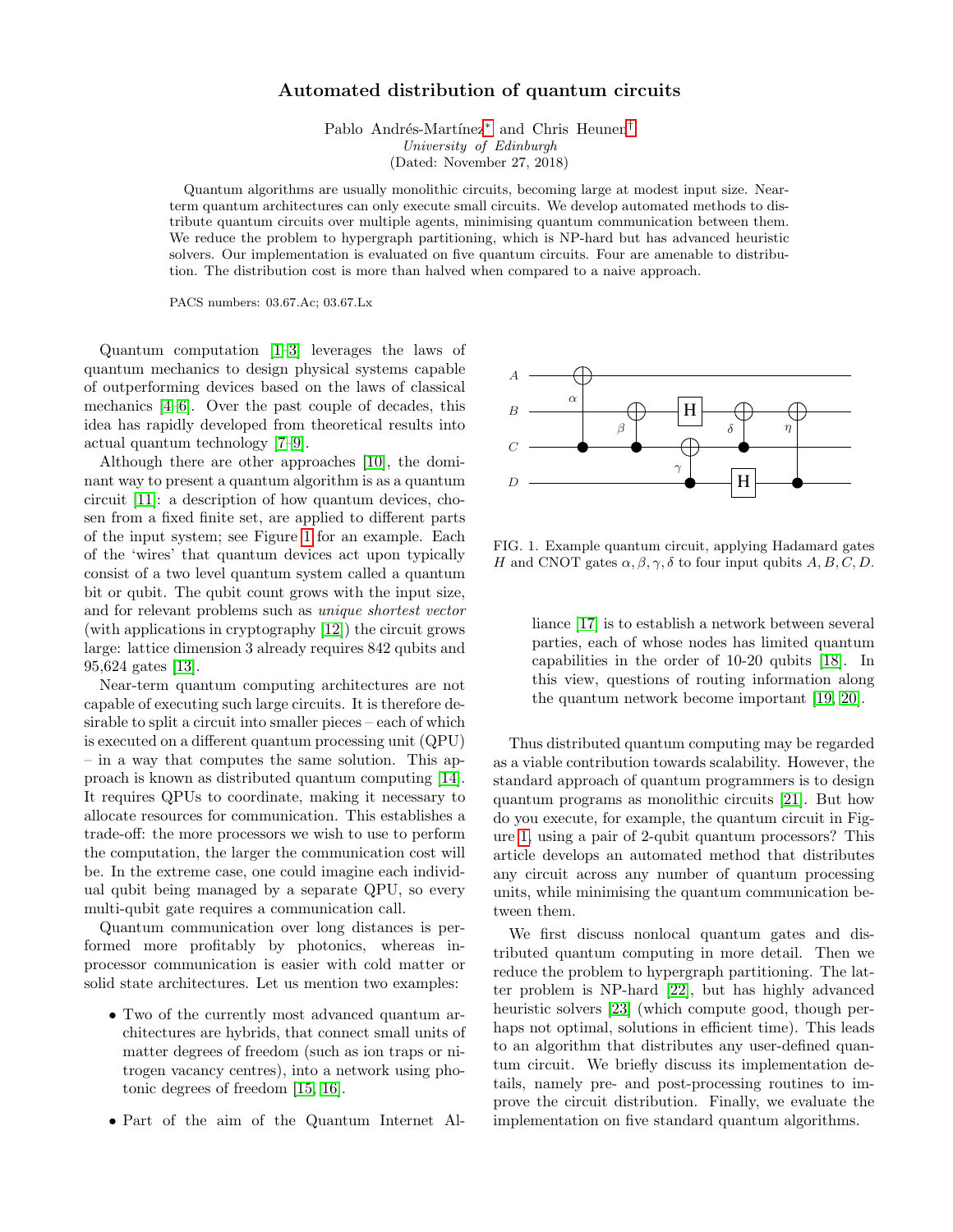# Automated distribution of quantum circuits

Pablo Andrés-Martínez* and Chris Heunen†
*University of Edinburgh*
(Dated: November 27, 2018)

Quantum algorithms are usually monolithic circuits, becoming large at modest input size. Near-term quantum architectures can only execute small circuits. We develop automated methods to distribute quantum circuits over multiple agents, minimising quantum communication between them. We reduce the problem to hypergraph partitioning, which is NP-hard but has advanced heuristic solvers. Our implementation is evaluated on five quantum circuits. Four are amenable to distribution. The distribution cost is more than halved when compared to a naive approach.

PACS numbers: 03.67.Ac; 03.67.Lx

Quantum computation [1–3] leverages the laws of quantum mechanics to design physical systems capable of outperforming devices based on the laws of classical mechanics [4–6]. Over the past couple of decades, this idea has rapidly developed from theoretical results into actual quantum technology [7–9].

Although there are other approaches [10], the dominant way to present a quantum algorithm is as a quantum circuit [11]: a description of how quantum devices, chosen from a fixed finite set, are applied to different parts of the input system; see Figure 1 for an example. Each of the 'wires' that quantum devices act upon typically consist of a two level quantum system called a quantum bit or qubit. The qubit count grows with the input size, and for relevant problems such as *unique shortest vector* (with applications in cryptography [12]) the circuit grows large: lattice dimension 3 already requires 842 qubits and 95,624 gates [13].

Near-term quantum computing architectures are not capable of executing such large circuits. It is therefore desirable to split a circuit into smaller pieces – each of which is executed on a different quantum processing unit (QPU) – in a way that computes the same solution. This approach is known as distributed quantum computing [14]. It requires QPUs to coordinate, making it necessary to allocate resources for communication. This establishes a trade-off: the more processors we wish to use to perform the computation, the larger the communication cost will be. In the extreme case, one could imagine each individual qubit being managed by a separate QPU, so every multi-qubit gate requires a communication call.

Quantum communication over long distances is performed more profitably by photonics, whereas in-processor communication is easier with cold matter or solid state architectures. Let us mention two examples:

- Two of the currently most advanced quantum architectures are hybrids, that connect small units of matter degrees of freedom (such as ion traps or nitrogen vacancy centres), into a network using photonic degrees of freedom [15, 16].
- Part of the aim of the Quantum Internet Alliance [17] is to establish a network between several parties, each of whose nodes has limited quantum capabilities in the order of 10-20 qubits [18]. In this view, questions of routing information along the quantum network become important [19, 20].

A
B
C
D
α β γ δ η
H H

FIG. 1. Example quantum circuit, applying Hadamard gates $H$ and CNOT gates $\alpha, \beta, \gamma, \delta$ to four input qubits $A, B, C, D$.

Thus distributed quantum computing may be regarded as a viable contribution towards scalability. However, the standard approach of quantum programmers is to design quantum programs as monolithic circuits [21]. But how do you execute, for example, the quantum circuit in Figure 1, using a pair of 2-qubit quantum processors? This article develops an automated method that distributes any circuit across any number of quantum processing units, while minimising the quantum communication between them.

We first discuss nonlocal quantum gates and distributed quantum computing in more detail. Then we reduce the problem to hypergraph partitioning. The latter problem is NP-hard [22], but has highly advanced heuristic solvers [23] (which compute good, though perhaps not optimal, solutions in efficient time). This leads to an algorithm that distributes any user-defined quantum circuit. We briefly discuss its implementation details, namely pre- and post-processing routines to improve the circuit distribution. Finally, we evaluate the implementation on five standard quantum algorithms.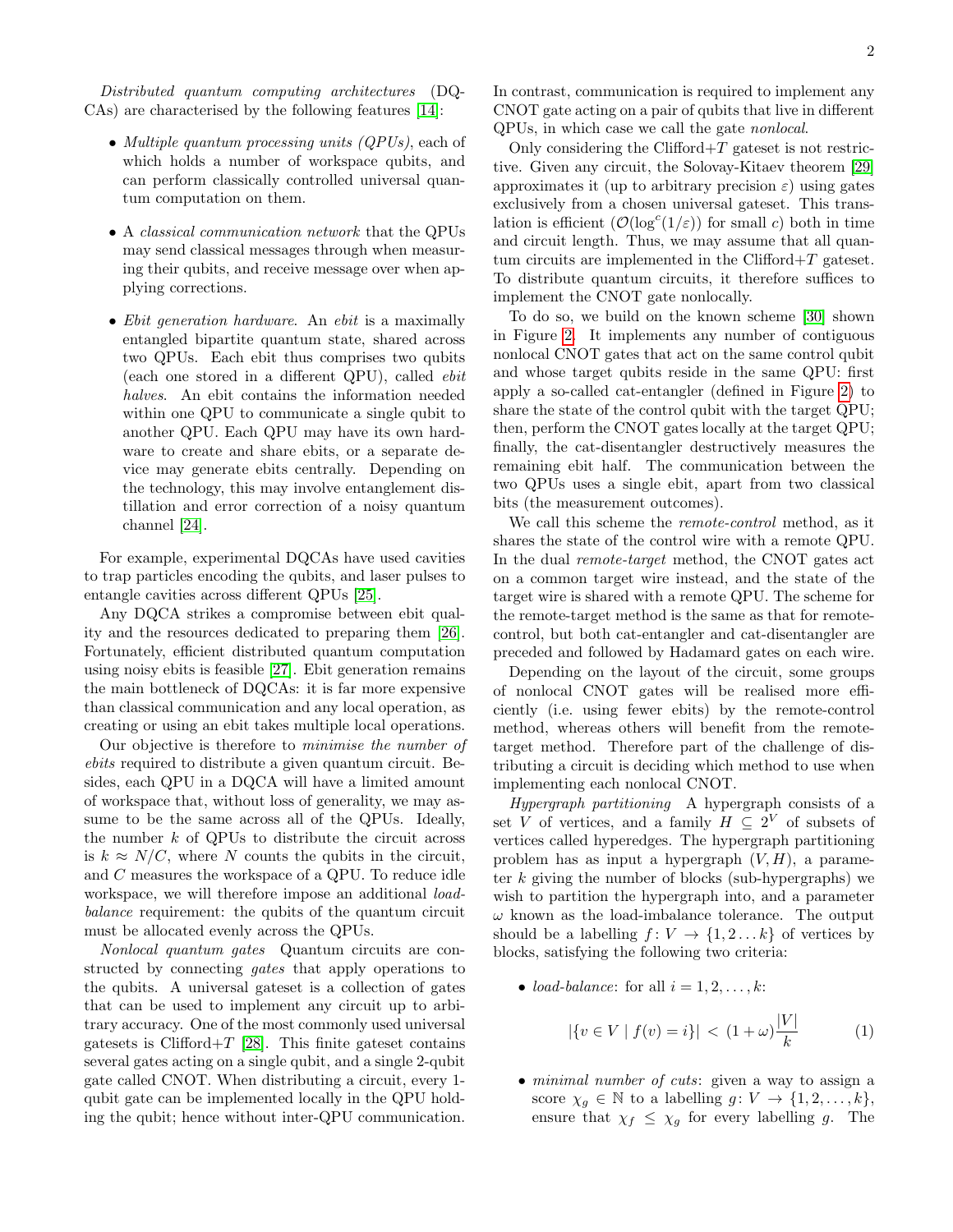*Distributed quantum computing architectures* (DQCAs) are characterised by the following features [14]:

- *Multiple quantum processing units (QPUs)*, each of which holds a number of workspace qubits, and can perform classically controlled universal quantum computation on them.
- A *classical communication network* that the QPUs may send classical messages through when measuring their qubits, and receive message over when applying corrections.
- *Ebit generation hardware*. An *ebit* is a maximally entangled bipartite quantum state, shared across two QPUs. Each ebit thus comprises two qubits (each one stored in a different QPU), called *ebit halves*. An ebit contains the information needed within one QPU to communicate a single qubit to another QPU. Each QPU may have its own hardware to create and share ebits, or a separate device may generate ebits centrally. Depending on the technology, this may involve entanglement distillation and error correction of a noisy quantum channel [24].

For example, experimental DQCAs have used cavities to trap particles encoding the qubits, and laser pulses to entangle cavities across different QPUs [25].

Any DQCA strikes a compromise between ebit quality and the resources dedicated to preparing them [26]. Fortunately, efficient distributed quantum computation using noisy ebits is feasible [27]. Ebit generation remains the main bottleneck of DQCAs: it is far more expensive than classical communication and any local operation, as creating or using an ebit takes multiple local operations.

Our objective is therefore to *minimise the number of ebits* required to distribute a given quantum circuit. Besides, each QPU in a DQCA will have a limited amount of workspace that, without loss of generality, we may assume to be the same across all of the QPUs. Ideally, the number $k$ of QPUs to distribute the circuit across is $k \approx N/C$, where $N$ counts the qubits in the circuit, and $C$ measures the workspace of a QPU. To reduce idle workspace, we will therefore impose an additional *load-balance* requirement: the qubits of the quantum circuit must be allocated evenly across the QPUs.

*Nonlocal quantum gates* Quantum circuits are constructed by connecting *gates* that apply operations to the qubits. A universal gateset is a collection of gates that can be used to implement any circuit up to arbitrary accuracy. One of the most commonly used universal gatesets is Clifford+$T$ [28]. This finite gateset contains several gates acting on a single qubit, and a single 2-qubit gate called CNOT. When distributing a circuit, every 1-qubit gate can be implemented locally in the QPU holding the qubit; hence without inter-QPU communication. In contrast, communication is required to implement any CNOT gate acting on a pair of qubits that live in different QPUs, in which case we call the gate *nonlocal*.

Only considering the Clifford+$T$ gateset is not restrictive. Given any circuit, the Solovay-Kitaev theorem [29] approximates it (up to arbitrary precision $\varepsilon$) using gates exclusively from a chosen universal gateset. This translation is efficient ($\mathcal{O}(\log^c(1/\varepsilon))$ for small $c$) both in time and circuit length. Thus, we may assume that all quantum circuits are implemented in the Clifford+$T$ gateset. To distribute quantum circuits, it therefore suffices to implement the CNOT gate nonlocally.

To do so, we build on the known scheme [30] shown in Figure 2. It implements any number of contiguous nonlocal CNOT gates that act on the same control qubit and whose target qubits reside in the same QPU: first apply a so-called cat-entangler (defined in Figure 2) to share the state of the control qubit with the target QPU; then, perform the CNOT gates locally at the target QPU; finally, the cat-disentangler destructively measures the remaining ebit half. The communication between the two QPUs uses a single ebit, apart from two classical bits (the measurement outcomes).

We call this scheme the *remote-control* method, as it shares the state of the control wire with a remote QPU. In the dual *remote-target* method, the CNOT gates act on a common target wire instead, and the state of the target wire is shared with a remote QPU. The scheme for the remote-target method is the same as that for remote-control, but both cat-entangler and cat-disentangler are preceded and followed by Hadamard gates on each wire.

Depending on the layout of the circuit, some groups of nonlocal CNOT gates will be realised more efficiently (i.e. using fewer ebits) by the remote-control method, whereas others will benefit from the remote-target method. Therefore part of the challenge of distributing a circuit is deciding which method to use when implementing each nonlocal CNOT.

*Hypergraph partitioning* A hypergraph consists of a set $V$ of vertices, and a family $H \subseteq 2^V$ of subsets of vertices called hyperedges. The hypergraph partitioning problem has as input a hypergraph $(V, H)$, a parameter $k$ giving the number of blocks (sub-hypergraphs) we wish to partition the hypergraph into, and a parameter $\omega$ known as the load-imbalance tolerance. The output should be a labelling $f\colon V \to \{1, 2 \ldots k\}$ of vertices by blocks, satisfying the following two criteria:

- *load-balance*: for all $i = 1, 2, \ldots, k$:

$$|\{v \in V \mid f(v) = i\}| < (1+\omega)\frac{|V|}{k} \tag{1}$$

- *minimal number of cuts*: given a way to assign a score $\chi_g \in \mathbb{N}$ to a labelling $g\colon V \to \{1, 2, \ldots, k\}$, ensure that $\chi_f \leq \chi_g$ for every labelling $g$. The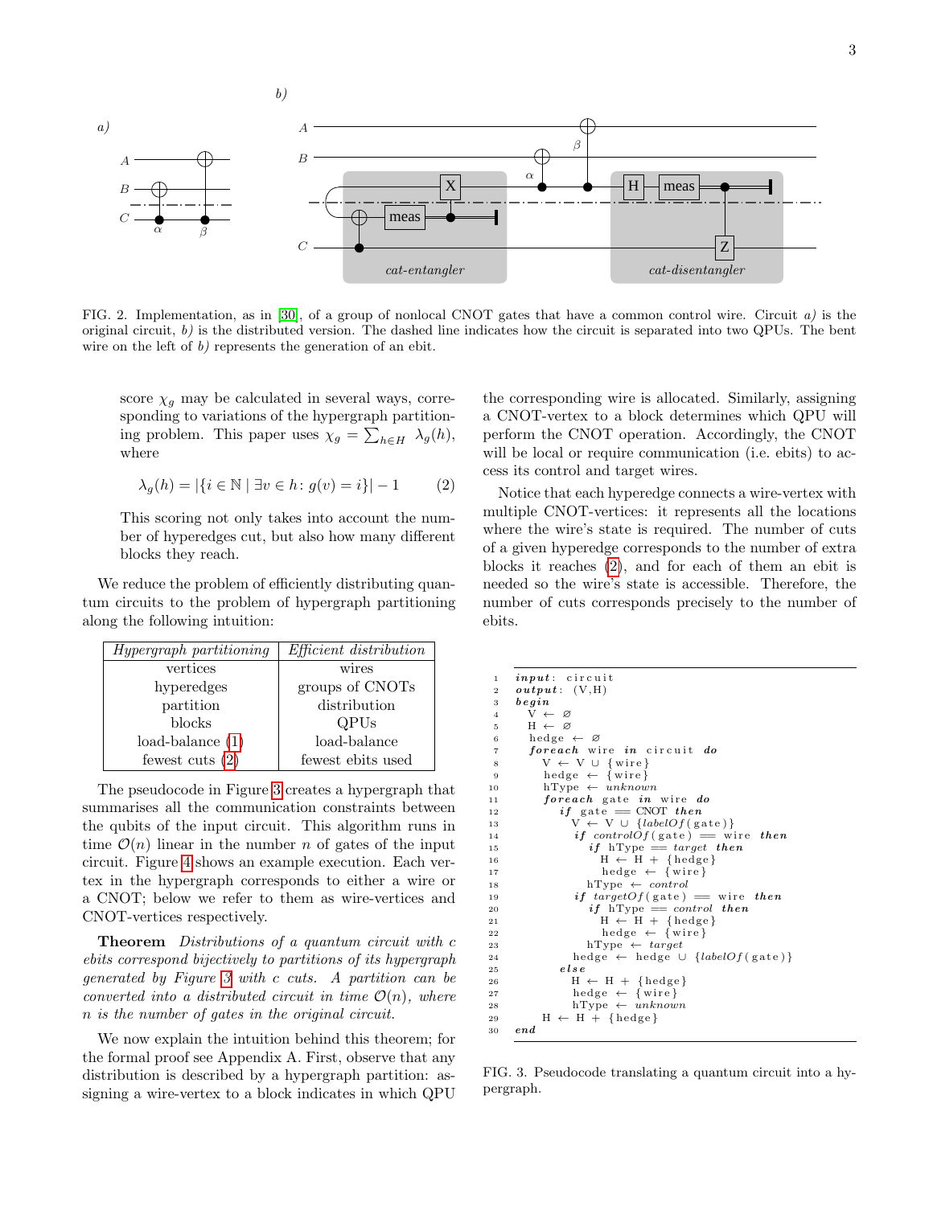FIG. 2. Implementation, as in [30], of a group of nonlocal CNOT gates that have a common control wire. Circuit *a)* is the original circuit, *b)* is the distributed version. The dashed line indicates how the circuit is separated into two QPUs. The bent wire on the left of *b)* represents the generation of an ebit.

score $\chi_g$ may be calculated in several ways, corresponding to variations of the hypergraph partitioning problem. This paper uses $\chi_g = \sum_{h \in H} \lambda_g(h)$, where

$$\lambda_g(h) = |\{i \in \mathbb{N} \mid \exists v \in h \colon g(v) = i\}| - 1 \tag{2}$$

This scoring not only takes into account the number of hyperedges cut, but also how many different blocks they reach.

We reduce the problem of efficiently distributing quantum circuits to the problem of hypergraph partitioning along the following intuition:

| *Hypergraph partitioning* | *Efficient distribution* |
|---|---|
| vertices | wires |
| hyperedges | groups of CNOTs |
| partition | distribution |
| blocks | QPUs |
| load-balance (1) | load-balance |
| fewest cuts (2) | fewest ebits used |

The pseudocode in Figure 3 creates a hypergraph that summarises all the communication constraints between the qubits of the input circuit. This algorithm runs in time $\mathcal{O}(n)$ linear in the number $n$ of gates of the input circuit. Figure 4 shows an example execution. Each vertex in the hypergraph corresponds to either a wire or a CNOT; below we refer to them as wire-vertices and CNOT-vertices respectively.

**Theorem** *Distributions of a quantum circuit with c ebits correspond bijectively to partitions of its hypergraph generated by Figure 3 with c cuts. A partition can be converted into a distributed circuit in time $\mathcal{O}(n)$, where n is the number of gates in the original circuit.*

We now explain the intuition behind this theorem; for the formal proof see Appendix A. First, observe that any distribution is described by a hypergraph partition: assigning a wire-vertex to a block indicates in which QPU the corresponding wire is allocated. Similarly, assigning a CNOT-vertex to a block determines which QPU will perform the CNOT operation. Accordingly, the CNOT will be local or require communication (i.e. ebits) to access its control and target wires.

Notice that each hyperedge connects a wire-vertex with multiple CNOT-vertices: it represents all the locations where the wire's state is required. The number of cuts of a given hyperedge corresponds to the number of extra blocks it reaches (2), and for each of them an ebit is needed so the wire's state is accessible. Therefore, the number of cuts corresponds precisely to the number of ebits.

```
1   input: circuit
2   output: (V,H)
3   begin
4     V ← ∅
5     H ← ∅
6     hedge ← ∅
7     foreach wire in circuit do
8       V ← V ∪ {wire}
9       hedge ← {wire}
10      hType ← unknown
11      foreach gate in wire do
12        if gate == CNOT then
13          V ← V ∪ {labelOf(gate)}
14          if controlOf(gate) == wire then
15            if hType == target then
16              H ← H + {hedge}
17              hedge ← {wire}
18            hType ← control
19          if targetOf(gate) == wire then
20            if hType == control then
21              H ← H + {hedge}
22              hedge ← {wire}
23            hType ← target
24          hedge ← hedge ∪ {labelOf(gate)}
25        else
26          H ← H + {hedge}
27          hedge ← {wire}
28          hType ← unknown
29      H ← H + {hedge}
30  end
```

FIG. 3. Pseudocode translating a quantum circuit into a hypergraph.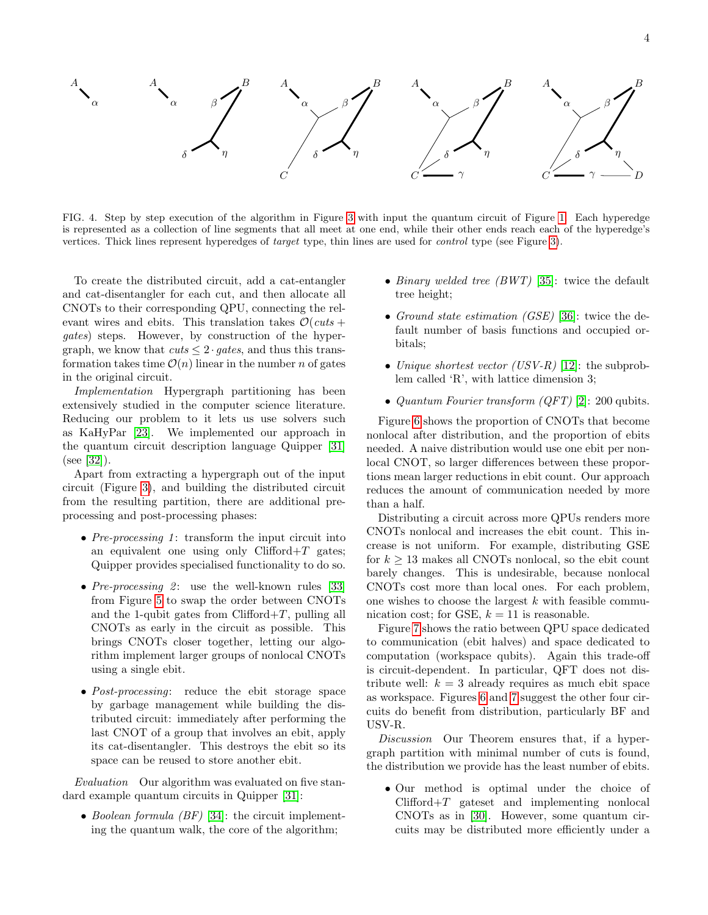A α

A α β B δ η

A α β B C δ η

A α β B C δ η γ

A α β B C δ η γ D

FIG. 4. Step by step execution of the algorithm in Figure 3 with input the quantum circuit of Figure 1. Each hyperedge is represented as a collection of line segments that all meet at one end, while their other ends reach each of the hyperedge's vertices. Thick lines represent hyperedges of *target* type, thin lines are used for *control* type (see Figure 3).

To create the distributed circuit, add a cat-entangler and cat-disentangler for each cut, and then allocate all CNOTs to their corresponding QPU, connecting the relevant wires and ebits. This translation takes $\mathcal{O}(cuts + gates)$ steps. However, by construction of the hypergraph, we know that $cuts \leq 2 \cdot gates$, and thus this transformation takes time $\mathcal{O}(n)$ linear in the number $n$ of gates in the original circuit.

*Implementation* Hypergraph partitioning has been extensively studied in the computer science literature. Reducing our problem to it lets us use solvers such as KaHyPar [23]. We implemented our approach in the quantum circuit description language Quipper [31] (see [32]).

Apart from extracting a hypergraph out of the input circuit (Figure 3), and building the distributed circuit from the resulting partition, there are additional preprocessing and post-processing phases:

- *Pre-processing 1*: transform the input circuit into an equivalent one using only Clifford+$T$ gates; Quipper provides specialised functionality to do so.
- *Pre-processing 2*: use the well-known rules [33] from Figure 5 to swap the order between CNOTs and the 1-qubit gates from Clifford+$T$, pulling all CNOTs as early in the circuit as possible. This brings CNOTs closer together, letting our algorithm implement larger groups of nonlocal CNOTs using a single ebit.
- *Post-processing*: reduce the ebit storage space by garbage management while building the distributed circuit: immediately after performing the last CNOT of a group that involves an ebit, apply its cat-disentangler. This destroys the ebit so its space can be reused to store another ebit.

*Evaluation* Our algorithm was evaluated on five standard example quantum circuits in Quipper [31]:

- *Boolean formula (BF)* [34]: the circuit implementing the quantum walk, the core of the algorithm;
- *Binary welded tree (BWT)* [35]: twice the default tree height;
- *Ground state estimation (GSE)* [36]: twice the default number of basis functions and occupied orbitals;
- *Unique shortest vector (USV-R)* [12]: the subproblem called 'R', with lattice dimension 3;
- *Quantum Fourier transform (QFT)* [2]: 200 qubits.

Figure 6 shows the proportion of CNOTs that become nonlocal after distribution, and the proportion of ebits needed. A naive distribution would use one ebit per nonlocal CNOT, so larger differences between these proportions mean larger reductions in ebit count. Our approach reduces the amount of communication needed by more than a half.

Distributing a circuit across more QPUs renders more CNOTs nonlocal and increases the ebit count. This increase is not uniform. For example, distributing GSE for $k \geq 13$ makes all CNOTs nonlocal, so the ebit count barely changes. This is undesirable, because nonlocal CNOTs cost more than local ones. For each problem, one wishes to choose the largest $k$ with feasible communication cost; for GSE, $k = 11$ is reasonable.

Figure 7 shows the ratio between QPU space dedicated to communication (ebit halves) and space dedicated to computation (workspace qubits). Again this trade-off is circuit-dependent. In particular, QFT does not distribute well: $k = 3$ already requires as much ebit space as workspace. Figures 6 and 7 suggest the other four circuits do benefit from distribution, particularly BF and USV-R.

*Discussion* Our Theorem ensures that, if a hypergraph partition with minimal number of cuts is found, the distribution we provide has the least number of ebits.

- Our method is optimal under the choice of Clifford+$T$ gateset and implementing nonlocal CNOTs as in [30]. However, some quantum circuits may be distributed more efficiently under a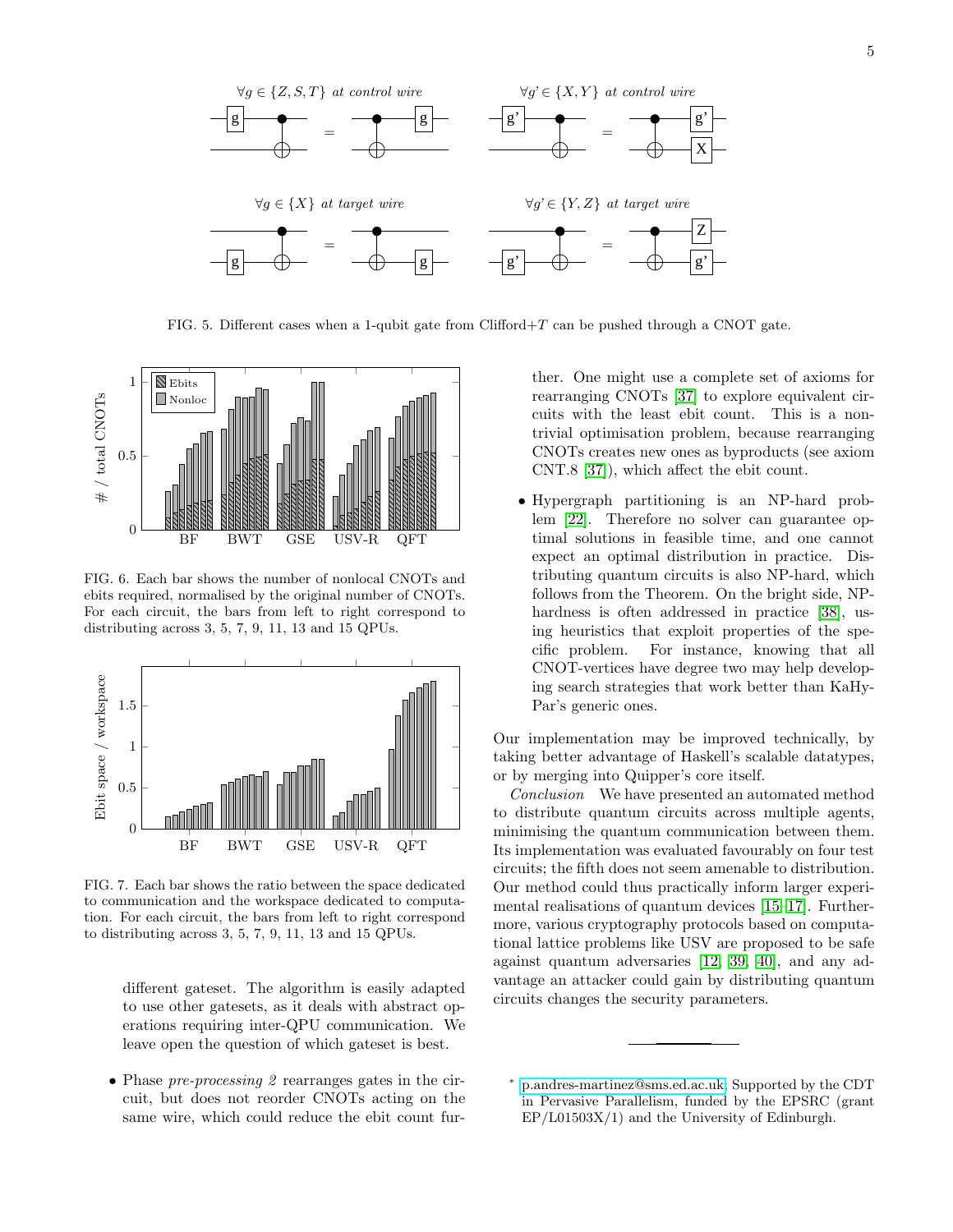$\forall g \in \{Z, S, T\}$ *at control wire*

$\forall g' \in \{X, Y\}$ *at control wire*

$\forall g \in \{X\}$ *at target wire*

$\forall g' \in \{Y, Z\}$ *at target wire*

FIG. 5. Different cases when a 1-qubit gate from Clifford+$T$ can be pushed through a CNOT gate.

Ebits
Nonloc
# / total CNOTs
1
0.5
0
BF BWT GSE USV-R QFT

FIG. 6. Each bar shows the number of nonlocal CNOTs and ebits required, normalised by the original number of CNOTs. For each circuit, the bars from left to right correspond to distributing across 3, 5, 7, 9, 11, 13 and 15 QPUs.

Ebit space / workspace
1.5
1
0.5
0
BF BWT GSE USV-R QFT

FIG. 7. Each bar shows the ratio between the space dedicated to communication and the workspace dedicated to computation. For each circuit, the bars from left to right correspond to distributing across 3, 5, 7, 9, 11, 13 and 15 QPUs.

different gateset. The algorithm is easily adapted to use other gatesets, as it deals with abstract operations requiring inter-QPU communication. We leave open the question of which gateset is best.

- Phase *pre-processing 2* rearranges gates in the circuit, but does not reorder CNOTs acting on the same wire, which could reduce the ebit count further. One might use a complete set of axioms for rearranging CNOTs [37] to explore equivalent circuits with the least ebit count. This is a nontrivial optimisation problem, because rearranging CNOTs creates new ones as byproducts (see axiom CNT.8 [37]), which affect the ebit count.
- Hypergraph partitioning is an NP-hard problem [22]. Therefore no solver can guarantee optimal solutions in feasible time, and one cannot expect an optimal distribution in practice. Distributing quantum circuits is also NP-hard, which follows from the Theorem. On the bright side, NP-hardness is often addressed in practice [38], using heuristics that exploit properties of the specific problem. For instance, knowing that all CNOT-vertices have degree two may help developing search strategies that work better than KaHyPar's generic ones.

Our implementation may be improved technically, by taking better advantage of Haskell's scalable datatypes, or by merging into Quipper's core itself.

*Conclusion* We have presented an automated method to distribute quantum circuits across multiple agents, minimising the quantum communication between them. Its implementation was evaluated favourably on four test circuits; the fifth does not seem amenable to distribution. Our method could thus practically inform larger experimental realisations of quantum devices [15–17]. Furthermore, various cryptography protocols based on computational lattice problems like USV are proposed to be safe against quantum adversaries [12, 39, 40], and any advantage an attacker could gain by distributing quantum circuits changes the security parameters.

---

* p.andres-martinez@sms.ed.ac.uk; Supported by the CDT in Pervasive Parallelism, funded by the EPSRC (grant EP/L01503X/1) and the University of Edinburgh.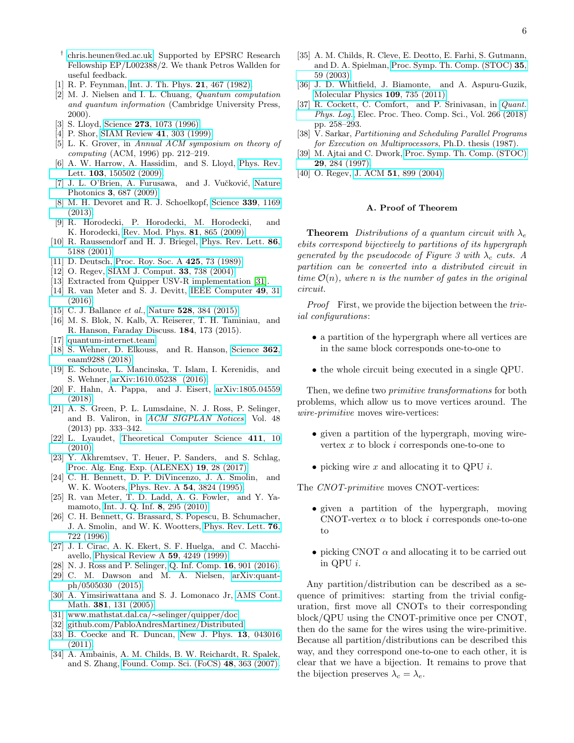[†] chris.heunen@ed.ac.uk; Supported by EPSRC Research Fellowship EP/L002388/2. We thank Petros Wallden for useful feedback.

[1] R. P. Feynman, Int. J. Th. Phys. **21**, 467 (1982).

[2] M. J. Nielsen and I. L. Chuang, *Quantum computation and quantum information* (Cambridge University Press, 2000).

[3] S. Lloyd, Science **273**, 1073 (1996).

[4] P. Shor, SIAM Review **41**, 303 (1999).

[5] L. K. Grover, in *Annual ACM symposium on theory of computing* (ACM, 1996) pp. 212–219.

[6] A. W. Harrow, A. Hassidim, and S. Lloyd, Phys. Rev. Lett. **103**, 150502 (2009).

[7] J. L. O'Brien, A. Furusawa, and J. Vučković, Nature Photonics **3**, 687 (2009).

[8] M. H. Devoret and R. J. Schoelkopf, Science **339**, 1169 (2013).

[9] R. Horodecki, P. Horodecki, M. Horodecki, and K. Horodecki, Rev. Mod. Phys. **81**, 865 (2009).

[10] R. Raussendorf and H. J. Briegel, Phys. Rev. Lett. **86**, 5188 (2001).

[11] D. Deutsch, Proc. Roy. Soc. A **425**, 73 (1989).

[12] O. Regev, SIAM J. Comput. **33**, 738 (2004).

[13] Extracted from Quipper USV-R implementation [31].

[14] R. van Meter and S. J. Devitt, IEEE Computer **49**, 31 (2016).

[15] C. J. Ballance *et al.*, Nature **528**, 384 (2015).

[16] M. S. Blok, N. Kalb, A. Reiserer, T. H. Taminiau, and R. Hanson, Faraday Discuss. **184**, 173 (2015).

[17] quantum-internet.team.

[18] S. Wehner, D. Elkouss, and R. Hanson, Science **362**, eaam9288 (2018).

[19] E. Schoute, L. Mancinska, T. Islam, I. Kerenidis, and S. Wehner, arXiv:1610.05238 (2016).

[20] F. Hahn, A. Pappa, and J. Eisert, arXiv:1805.04559 (2018).

[21] A. S. Green, P. L. Lumsdaine, N. J. Ross, P. Selinger, and B. Valiron, in *ACM SIGPLAN Notices*, Vol. 48 (2013) pp. 333–342.

[22] L. Lyaudet, Theoretical Computer Science **411**, 10 (2010).

[23] Y. Akhremtsev, T. Heuer, P. Sanders, and S. Schlag, Proc. Alg. Eng. Exp. (ALENEX) **19**, 28 (2017).

[24] C. H. Bennett, D. P. DiVincenzo, J. A. Smolin, and W. K. Wooters, Phys. Rev. A **54**, 3824 (1995).

[25] R. van Meter, T. D. Ladd, A. G. Fowler, and Y. Yamamoto, Int. J. Q. Inf. **8**, 295 (2010).

[26] C. H. Bennett, G. Brassard, S. Popescu, B. Schumacher, J. A. Smolin, and W. K. Wootters, Phys. Rev. Lett. **76**, 722 (1996).

[27] J. I. Cirac, A. K. Ekert, S. F. Huelga, and C. Macchiavello, Physical Review A **59**, 4249 (1999).

[28] N. J. Ross and P. Selinger, Q. Inf. Comp. **16**, 901 (2016).

[29] C. M. Dawson and M. A. Nielsen, arXiv:quant-ph/0505030 (2015).

[30] A. Yimsiriwattana and S. J. Lomonaco Jr, AMS Cont. Math. **381**, 131 (2005).

[31] www.mathstat.dal.ca/∼selinger/quipper/doc.

[32] github.com/PabloAndresMartinez/Distributed.

[33] B. Coecke and R. Duncan, New J. Phys. **13**, 043016 (2011).

[34] A. Ambainis, A. M. Childs, B. W. Reichardt, R. Spalek, and S. Zhang, Found. Comp. Sci. (FoCS) **48**, 363 (2007).

[35] A. M. Childs, R. Cleve, E. Deotto, E. Farhi, S. Gutmann, and D. A. Spielman, Proc. Symp. Th. Comp. (STOC) **35**, 59 (2003).

[36] J. D. Whitfield, J. Biamonte, and A. Aspuru-Guzik, Molecular Physics **109**, 735 (2011).

[37] R. Cockett, C. Comfort, and P. Srinivasan, in *Quant. Phys. Log.*, Elec. Proc. Theo. Comp. Sci., Vol. 266 (2018) pp. 258–293.

[38] V. Sarkar, *Partitioning and Scheduling Parallel Programs for Execution on Multiprocessors*, Ph.D. thesis (1987).

[39] M. Ajtai and C. Dwork, Proc. Symp. Th. Comp. (STOC) **29**, 284 (1997).

[40] O. Regev, J. ACM **51**, 899 (2004).

## A. Proof of Theorem

**Theorem** *Distributions of a quantum circuit with $\lambda_e$ ebits correspond bijectively to partitions of its hypergraph generated by the pseudocode of Figure 3 with $\lambda_c$ cuts. A partition can be converted into a distributed circuit in time $\mathcal{O}(n)$, where $n$ is the number of gates in the original circuit.*

*Proof* First, we provide the bijection between the *trivial configurations*:

- a partition of the hypergraph where all vertices are in the same block corresponds one-to-one to
- the whole circuit being executed in a single QPU.

Then, we define two *primitive transformations* for both problems, which allow us to move vertices around. The *wire-primitive* moves wire-vertices:

- given a partition of the hypergraph, moving wire-vertex $x$ to block $i$ corresponds one-to-one to
- picking wire $x$ and allocating it to QPU $i$.

The *CNOT-primitive* moves CNOT-vertices:

- given a partition of the hypergraph, moving CNOT-vertex $\alpha$ to block $i$ corresponds one-to-one to
- picking CNOT $\alpha$ and allocating it to be carried out in QPU $i$.

Any partition/distribution can be described as a sequence of primitives: starting from the trivial configuration, first move all CNOTs to their corresponding block/QPU using the CNOT-primitive once per CNOT, then do the same for the wires using the wire-primitive. Because all partition/distributions can be described this way, and they correspond one-to-one to each other, it is clear that we have a bijection. It remains to prove that the bijection preserves $\lambda_c = \lambda_e$.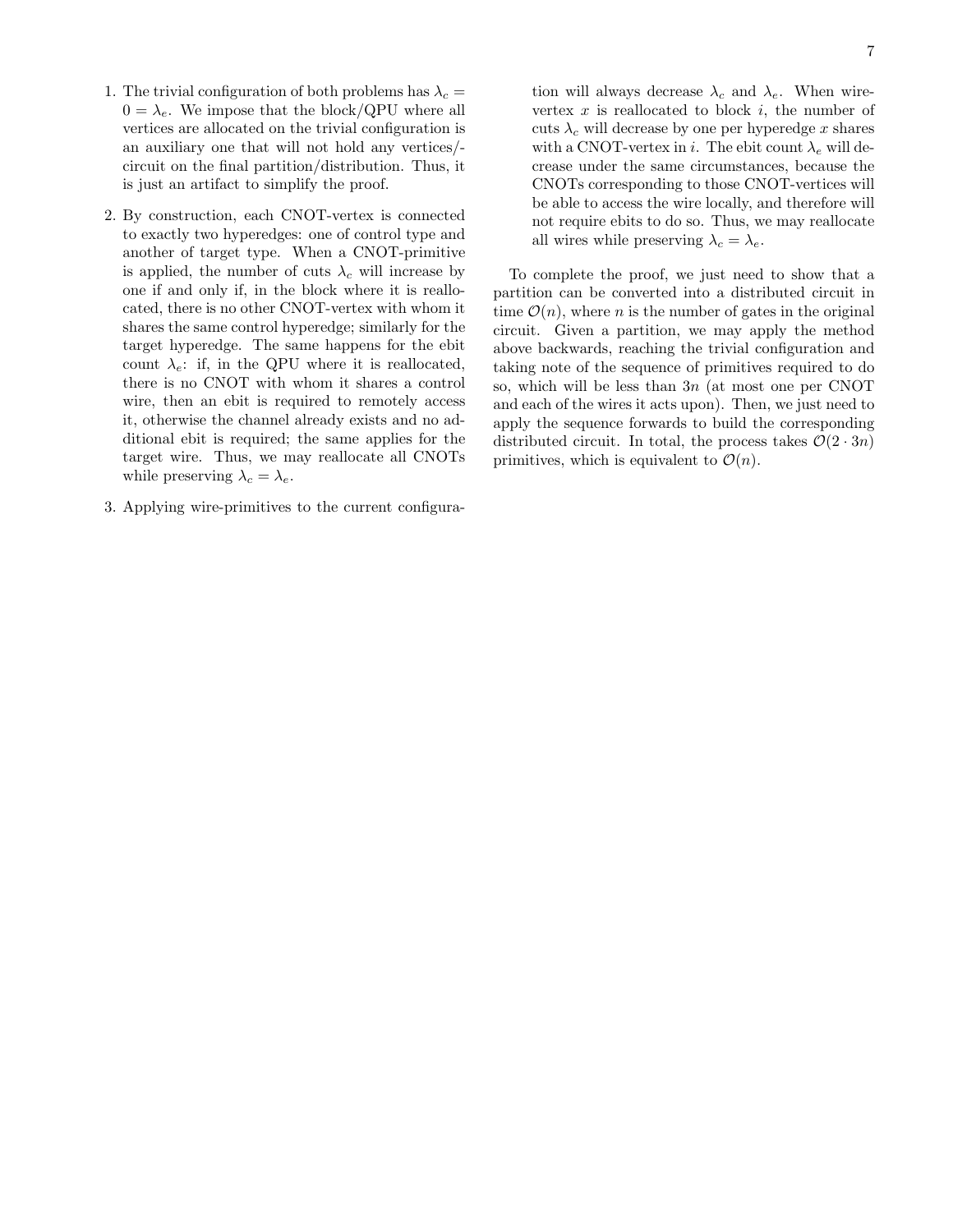1. The trivial configuration of both problems has $\lambda_c = 0 = \lambda_e$. We impose that the block/QPU where all vertices are allocated on the trivial configuration is an auxiliary one that will not hold any vertices/-circuit on the final partition/distribution. Thus, it is just an artifact to simplify the proof.

2. By construction, each CNOT-vertex is connected to exactly two hyperedges: one of control type and another of target type. When a CNOT-primitive is applied, the number of cuts $\lambda_c$ will increase by one if and only if, in the block where it is reallocated, there is no other CNOT-vertex with whom it shares the same control hyperedge; similarly for the target hyperedge. The same happens for the ebit count $\lambda_e$: if, in the QPU where it is reallocated, there is no CNOT with whom it shares a control wire, then an ebit is required to remotely access it, otherwise the channel already exists and no additional ebit is required; the same applies for the target wire. Thus, we may reallocate all CNOTs while preserving $\lambda_c = \lambda_e$.

3. Applying wire-primitives to the current configuration will always decrease $\lambda_c$ and $\lambda_e$. When wire-vertex $x$ is reallocated to block $i$, the number of cuts $\lambda_c$ will decrease by one per hyperedge $x$ shares with a CNOT-vertex in $i$. The ebit count $\lambda_e$ will decrease under the same circumstances, because the CNOTs corresponding to those CNOT-vertices will be able to access the wire locally, and therefore will not require ebits to do so. Thus, we may reallocate all wires while preserving $\lambda_c = \lambda_e$.

To complete the proof, we just need to show that a partition can be converted into a distributed circuit in time $\mathcal{O}(n)$, where $n$ is the number of gates in the original circuit. Given a partition, we may apply the method above backwards, reaching the trivial configuration and taking note of the sequence of primitives required to do so, which will be less than $3n$ (at most one per CNOT and each of the wires it acts upon). Then, we just need to apply the sequence forwards to build the corresponding distributed circuit. In total, the process takes $\mathcal{O}(2 \cdot 3n)$ primitives, which is equivalent to $\mathcal{O}(n)$.